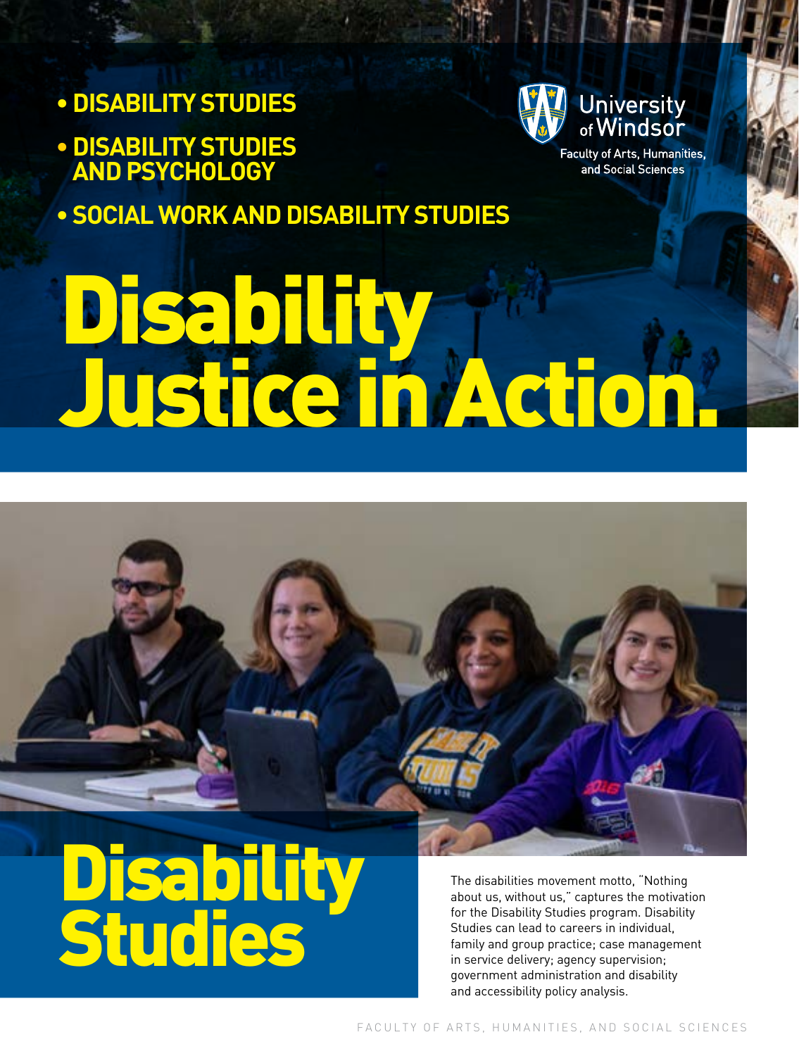- **DISABILITY STUDIES**
- **DISABILITY STUDIES AND PSYCHOLOGY**
- **SOCIAL WORK AND DISABILITY STUDIES**

University of Windsor

Faculty of Arts, Humanities, and Social Sciences

# Disability Justice in Action.

# Disability Studies

The disabilities movement motto, "Nothing about us, without us," captures the motivation for the Disability Studies program. Disability Studies can lead to careers in individual, family and group practice; case management in service delivery; agency supervision; government administration and disability and accessibility policy analysis.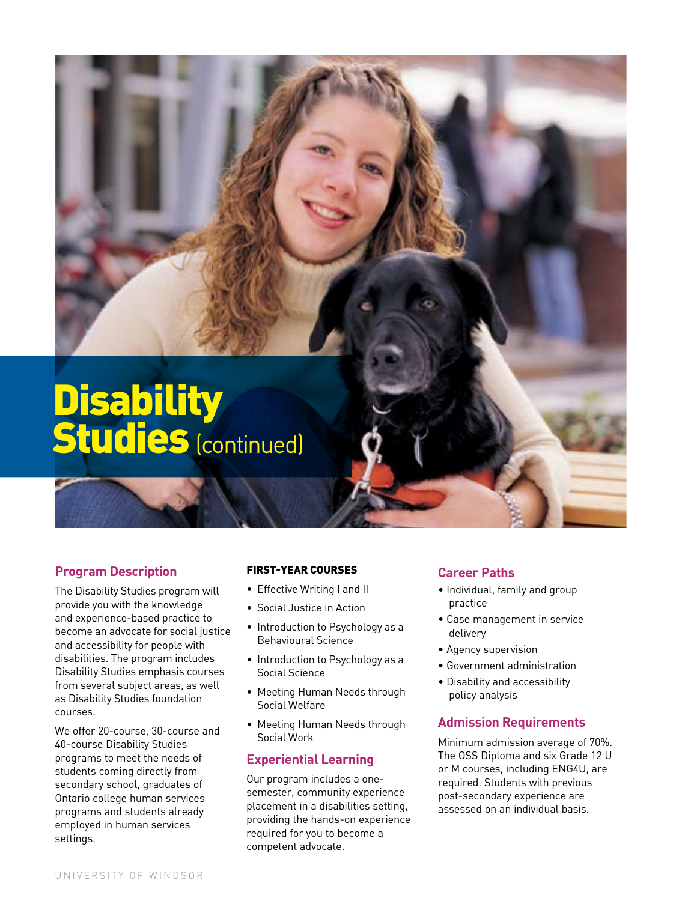# Disability Studies (continued)

## Program Description

The Disability Studies program will provide you with the knowledge and experience-based practice to become an advocate for social justice and accessibility for people with disabilities. The program includes Disability Studies emphasis courses from several subject areas, as well as Disability Studies foundation courses.

We offer 20-course, 30-course and 40-course Disability Studies programs to meet the needs of students coming directly from secondary school, graduates of Ontario college human services programs and students already employed in human services settings.

### FIRST-YEAR COURSES

- Effective Writing I and II
- Social Justice in Action
- Introduction to Psychology as a Behavioural Science
- Introduction to Psychology as a Social Science
- Meeting Human Needs through Social Welfare
- Meeting Human Needs through Social Work

## Experiential Learning

Our program includes a one-semester, community experience placement in a disabilities setting, providing the hands-on experience required for you to become a competent advocate.

## Career Paths

- Individual, family and group practice
- Case management in service delivery
- Agency supervision
- Government administration
- Disability and accessibility policy analysis

## Admission Requirements

Minimum admission average of 70%. The OSS Diploma and six Grade 12 U or M courses, including ENG4U, are required. Students with previous post-secondary experience are assessed on an individual basis.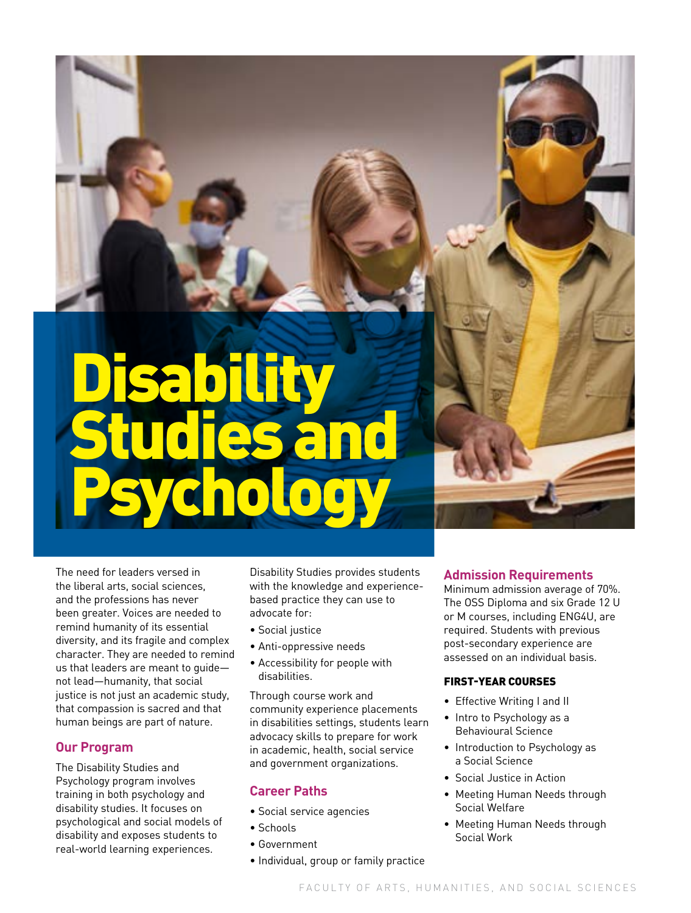# Disability Studies and Psychology

The need for leaders versed in the liberal arts, social sciences, and the professions has never been greater. Voices are needed to remind humanity of its essential diversity, and its fragile and complex character. They are needed to remind us that leaders are meant to guide—not lead—humanity, that social justice is not just an academic study, that compassion is sacred and that human beings are part of nature.

## Our Program

The Disability Studies and Psychology program involves training in both psychology and disability studies. It focuses on psychological and social models of disability and exposes students to real-world learning experiences.

Disability Studies provides students with the knowledge and experience-based practice they can use to advocate for:

- Social justice
- Anti-oppressive needs
- Accessibility for people with disabilities.

Through course work and community experience placements in disabilities settings, students learn advocacy skills to prepare for work in academic, health, social service and government organizations.

## Career Paths

- Social service agencies
- Schools
- Government
- Individual, group or family practice

## Admission Requirements

Minimum admission average of 70%. The OSS Diploma and six Grade 12 U or M courses, including ENG4U, are required. Students with previous post-secondary experience are assessed on an individual basis.

### FIRST-YEAR COURSES

- Effective Writing I and II
- Intro to Psychology as a Behavioural Science
- Introduction to Psychology as a Social Science
- Social Justice in Action
- Meeting Human Needs through Social Welfare
- Meeting Human Needs through Social Work

FACULTY OF ARTS, HUMANITIES, AND SOCIAL SCIENCES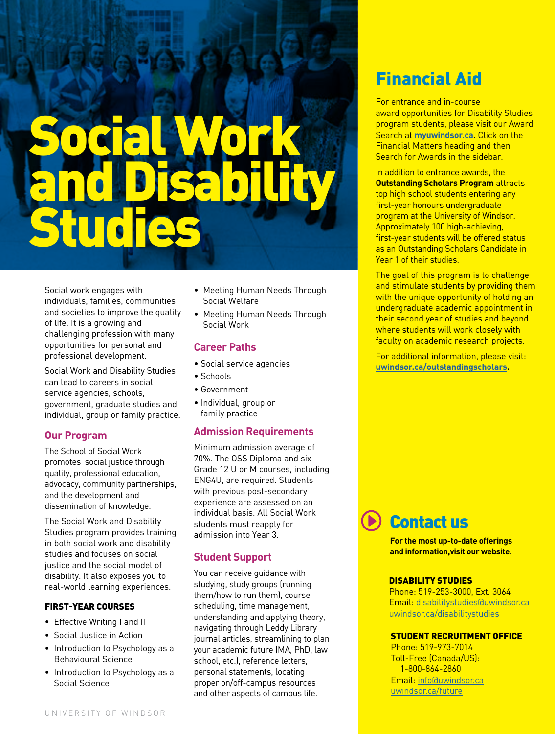# Social Work and Disability Studies

Social work engages with individuals, families, communities and societies to improve the quality of life. It is a growing and challenging profession with many opportunities for personal and professional development.

Social Work and Disability Studies can lead to careers in social service agencies, schools, government, graduate studies and individual, group or family practice.

## Our Program

The School of Social Work promotes social justice through quality, professional education, advocacy, community partnerships, and the development and dissemination of knowledge.

The Social Work and Disability Studies program provides training in both social work and disability studies and focuses on social justice and the social model of disability. It also exposes you to real-world learning experiences.

### FIRST-YEAR COURSES

- Effective Writing I and II
- Social Justice in Action
- Introduction to Psychology as a Behavioural Science
- Introduction to Psychology as a Social Science
- Meeting Human Needs Through Social Welfare
- Meeting Human Needs Through Social Work

## Career Paths

- Social service agencies
- Schools
- Government
- Individual, group or family practice

## Admission Requirements

Minimum admission average of 70%. The OSS Diploma and six Grade 12 U or M courses, including ENG4U, are required. Students with previous post-secondary experience are assessed on an individual basis. All Social Work students must reapply for admission into Year 3.

## Student Support

You can receive guidance with studying, study groups (running them/how to run them), course scheduling, time management, understanding and applying theory, navigating through Leddy Library journal articles, streamlining to plan your academic future (MA, PhD, law school, etc.), reference letters, personal statements, locating proper on/off-campus resources and other aspects of campus life.

## Financial Aid

For entrance and in-course award opportunities for Disability Studies program students, please visit our Award Search at **myuwindsor.ca**. Click on the Financial Matters heading and then Search for Awards in the sidebar.

In addition to entrance awards, the **Outstanding Scholars Program** attracts top high school students entering any first-year honours undergraduate program at the University of Windsor. Approximately 100 high-achieving, first-year students will be offered status as an Outstanding Scholars Candidate in Year 1 of their studies.

The goal of this program is to challenge and stimulate students by providing them with the unique opportunity of holding an undergraduate academic appointment in their second year of studies and beyond where students will work closely with faculty on academic research projects.

For additional information, please visit: **uwindsor.ca/outstandingscholars.**

## Contact us

**For the most up-to-date offerings and information,visit our website.**

**DISABILITY STUDIES**
Phone: 519-253-3000, Ext. 3064
Email: disabilitystudies@uwindsor.ca
uwindsor.ca/disabilitystudies

**STUDENT RECRUITMENT OFFICE**
Phone: 519-973-7014
Toll-Free (Canada/US): 1-800-864-2860
Email: info@uwindsor.ca
uwindsor.ca/future